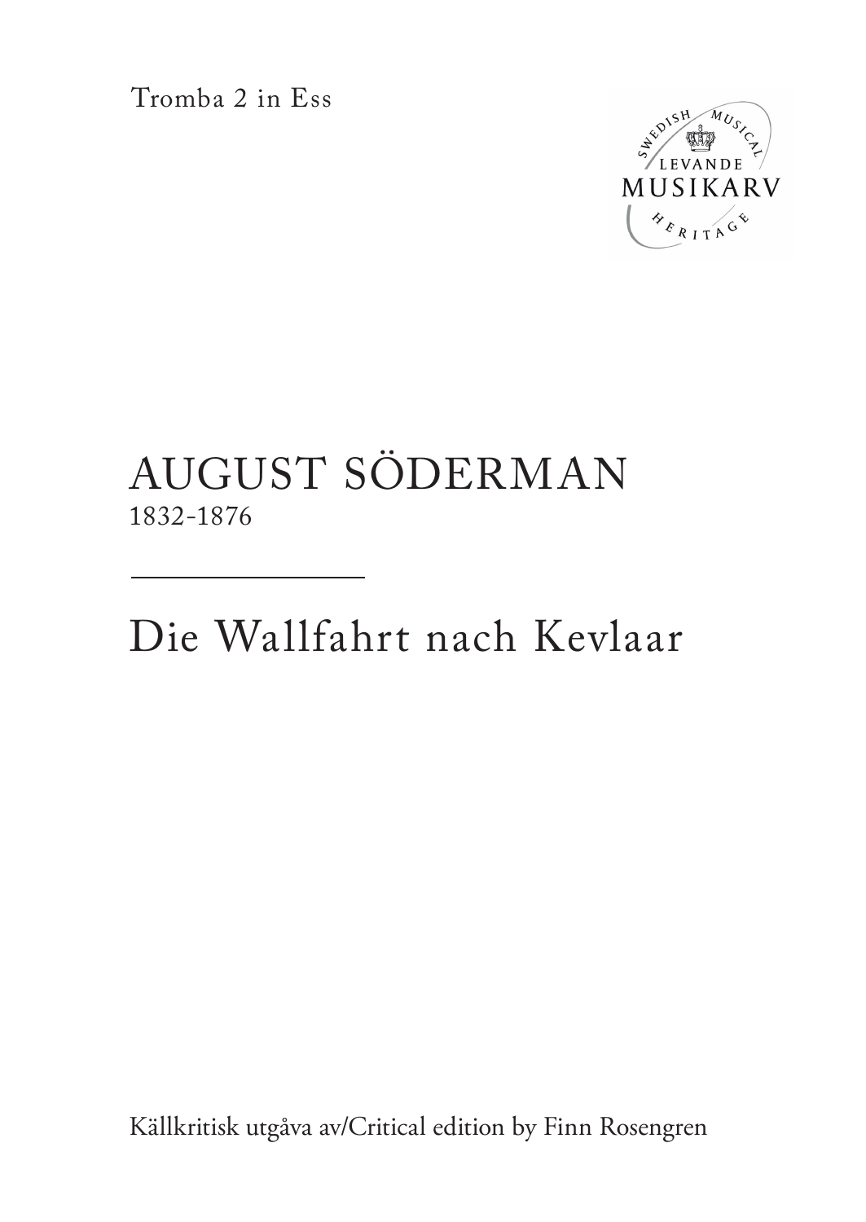Tromba 2 in Ess

SWEDISH MUSICAL
LEVANDE
MUSIKARV
HERITAGE

# AUGUST SÖDERMAN

1832-1876

---

# Die Wallfahrt nach Kevlaar

Källkritisk utgåva av/Critical edition by Finn Rosengren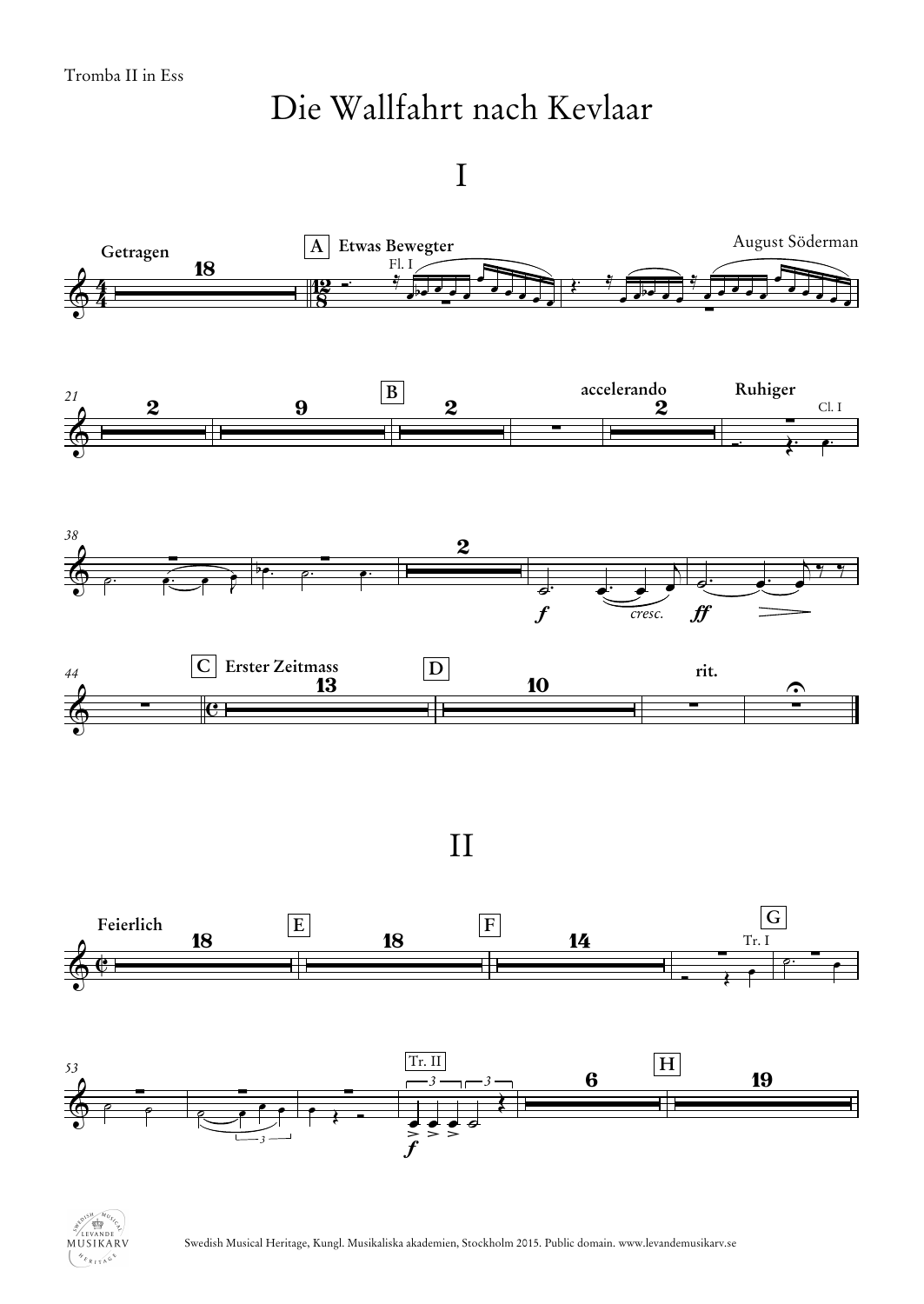Tromba II in Ess

# Die Wallfahrt nach Kevlaar

## I

August Söderman

Getragen

A Etwas Bewegter

Fl. I

B

accelerando

Ruhiger

Cl. I

C Erster Zeitmass

D

rit.

## II

Feierlich

E

F

G

Tr. I

Tr. II

H

Swedish Musical Heritage, Kungl. Musikaliska akademien, Stockholm 2015. Public domain. www.levandemusikarv.se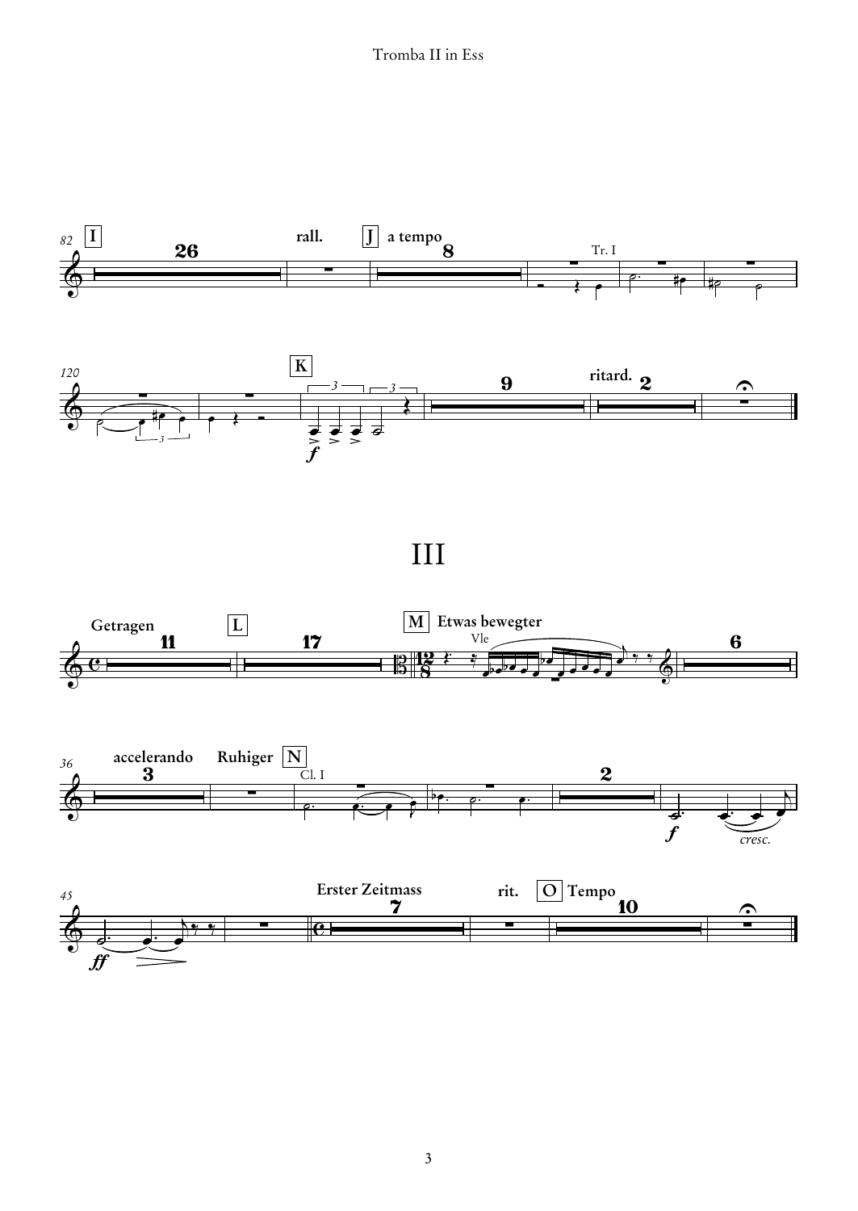I — rall. — J a tempo — Tr. I

K — ritard.

# III

Getragen — L — M Etwas bewegter — Vle

accelerando — Ruhiger — N — Cl. I — *cresc.*

Erster Zeitmass — rit. — O Tempo